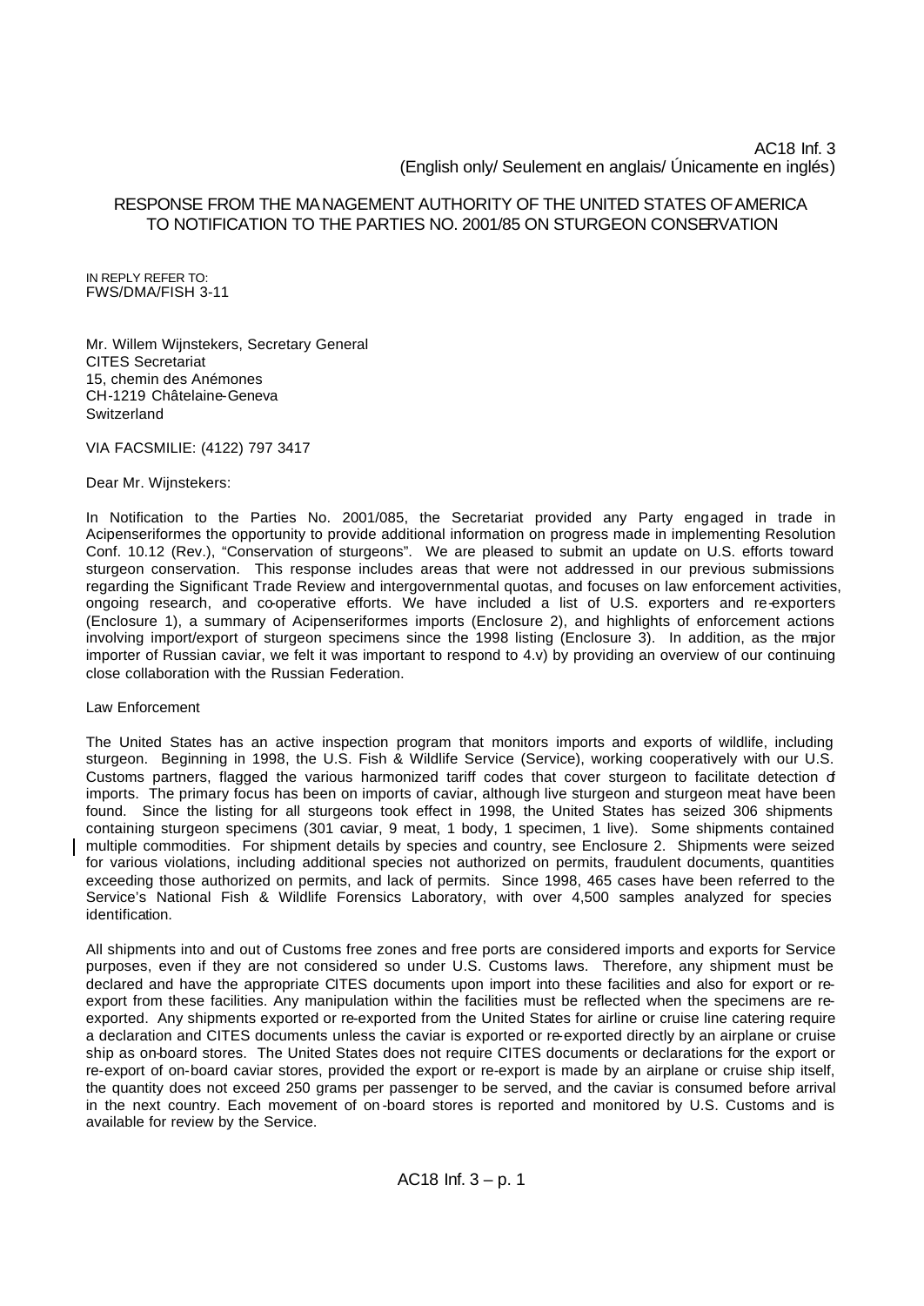AC18 Inf. 3
(English only/ Seulement en anglais/ Únicamente en inglés)

# RESPONSE FROM THE MANAGEMENT AUTHORITY OF THE UNITED STATES OF AMERICA TO NOTIFICATION TO THE PARTIES NO. 2001/85 ON STURGEON CONSERVATION

IN REPLY REFER TO:
FWS/DMA/FISH 3-11

Mr. Willem Wijnstekers, Secretary General
CITES Secretariat
15, chemin des Anémones
CH-1219 Châtelaine-Geneva
Switzerland

VIA FACSMILIE: (4122) 797 3417

Dear Mr. Wijnstekers:

In Notification to the Parties No. 2001/085, the Secretariat provided any Party engaged in trade in Acipenseriformes the opportunity to provide additional information on progress made in implementing Resolution Conf. 10.12 (Rev.), "Conservation of sturgeons". We are pleased to submit an update on U.S. efforts toward sturgeon conservation. This response includes areas that were not addressed in our previous submissions regarding the Significant Trade Review and intergovernmental quotas, and focuses on law enforcement activities, ongoing research, and co-operative efforts. We have included a list of U.S. exporters and re-exporters (Enclosure 1), a summary of Acipenseriformes imports (Enclosure 2), and highlights of enforcement actions involving import/export of sturgeon specimens since the 1998 listing (Enclosure 3). In addition, as the major importer of Russian caviar, we felt it was important to respond to 4.v) by providing an overview of our continuing close collaboration with the Russian Federation.

## Law Enforcement

The United States has an active inspection program that monitors imports and exports of wildlife, including sturgeon. Beginning in 1998, the U.S. Fish & Wildlife Service (Service), working cooperatively with our U.S. Customs partners, flagged the various harmonized tariff codes that cover sturgeon to facilitate detection of imports. The primary focus has been on imports of caviar, although live sturgeon and sturgeon meat have been found. Since the listing for all sturgeons took effect in 1998, the United States has seized 306 shipments containing sturgeon specimens (301 caviar, 9 meat, 1 body, 1 specimen, 1 live). Some shipments contained multiple commodities. For shipment details by species and country, see Enclosure 2. Shipments were seized for various violations, including additional species not authorized on permits, fraudulent documents, quantities exceeding those authorized on permits, and lack of permits. Since 1998, 465 cases have been referred to the Service's National Fish & Wildlife Forensics Laboratory, with over 4,500 samples analyzed for species identification.

All shipments into and out of Customs free zones and free ports are considered imports and exports for Service purposes, even if they are not considered so under U.S. Customs laws. Therefore, any shipment must be declared and have the appropriate CITES documents upon import into these facilities and also for export or re-export from these facilities. Any manipulation within the facilities must be reflected when the specimens are re-exported. Any shipments exported or re-exported from the United States for airline or cruise line catering require a declaration and CITES documents unless the caviar is exported or re-exported directly by an airplane or cruise ship as on-board stores. The United States does not require CITES documents or declarations for the export or re-export of on-board caviar stores, provided the export or re-export is made by an airplane or cruise ship itself, the quantity does not exceed 250 grams per passenger to be served, and the caviar is consumed before arrival in the next country. Each movement of on-board stores is reported and monitored by U.S. Customs and is available for review by the Service.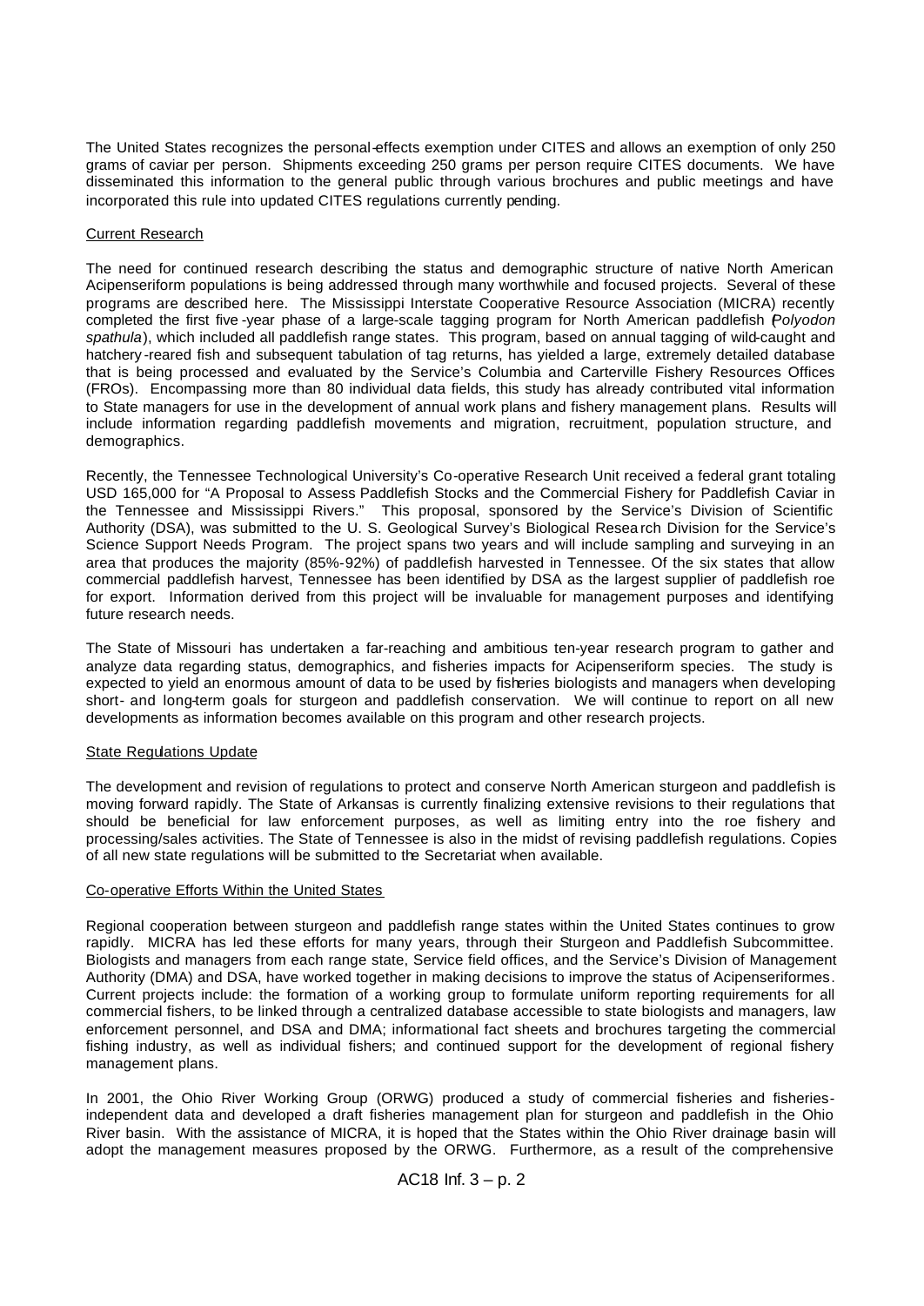The United States recognizes the personal-effects exemption under CITES and allows an exemption of only 250 grams of caviar per person. Shipments exceeding 250 grams per person require CITES documents. We have disseminated this information to the general public through various brochures and public meetings and have incorporated this rule into updated CITES regulations currently pending.

## Current Research

The need for continued research describing the status and demographic structure of native North American Acipenseriform populations is being addressed through many worthwhile and focused projects. Several of these programs are described here. The Mississippi Interstate Cooperative Resource Association (MICRA) recently completed the first five-year phase of a large-scale tagging program for North American paddlefish (*Polyodon spathula*), which included all paddlefish range states. This program, based on annual tagging of wild-caught and hatchery-reared fish and subsequent tabulation of tag returns, has yielded a large, extremely detailed database that is being processed and evaluated by the Service's Columbia and Carterville Fishery Resources Offices (FROs). Encompassing more than 80 individual data fields, this study has already contributed vital information to State managers for use in the development of annual work plans and fishery management plans. Results will include information regarding paddlefish movements and migration, recruitment, population structure, and demographics.

Recently, the Tennessee Technological University's Co-operative Research Unit received a federal grant totaling USD 165,000 for "A Proposal to Assess Paddlefish Stocks and the Commercial Fishery for Paddlefish Caviar in the Tennessee and Mississippi Rivers." This proposal, sponsored by the Service's Division of Scientific Authority (DSA), was submitted to the U. S. Geological Survey's Biological Research Division for the Service's Science Support Needs Program. The project spans two years and will include sampling and surveying in an area that produces the majority (85%-92%) of paddlefish harvested in Tennessee. Of the six states that allow commercial paddlefish harvest, Tennessee has been identified by DSA as the largest supplier of paddlefish roe for export. Information derived from this project will be invaluable for management purposes and identifying future research needs.

The State of Missouri has undertaken a far-reaching and ambitious ten-year research program to gather and analyze data regarding status, demographics, and fisheries impacts for Acipenseriform species. The study is expected to yield an enormous amount of data to be used by fisheries biologists and managers when developing short- and long-term goals for sturgeon and paddlefish conservation. We will continue to report on all new developments as information becomes available on this program and other research projects.

## State Regulations Update

The development and revision of regulations to protect and conserve North American sturgeon and paddlefish is moving forward rapidly. The State of Arkansas is currently finalizing extensive revisions to their regulations that should be beneficial for law enforcement purposes, as well as limiting entry into the roe fishery and processing/sales activities. The State of Tennessee is also in the midst of revising paddlefish regulations. Copies of all new state regulations will be submitted to the Secretariat when available.

## Co-operative Efforts Within the United States

Regional cooperation between sturgeon and paddlefish range states within the United States continues to grow rapidly. MICRA has led these efforts for many years, through their Sturgeon and Paddlefish Subcommittee. Biologists and managers from each range state, Service field offices, and the Service's Division of Management Authority (DMA) and DSA, have worked together in making decisions to improve the status of Acipenseriformes. Current projects include: the formation of a working group to formulate uniform reporting requirements for all commercial fishers, to be linked through a centralized database accessible to state biologists and managers, law enforcement personnel, and DSA and DMA; informational fact sheets and brochures targeting the commercial fishing industry, as well as individual fishers; and continued support for the development of regional fishery management plans.

In 2001, the Ohio River Working Group (ORWG) produced a study of commercial fisheries and fisheries-independent data and developed a draft fisheries management plan for sturgeon and paddlefish in the Ohio River basin. With the assistance of MICRA, it is hoped that the States within the Ohio River drainage basin will adopt the management measures proposed by the ORWG. Furthermore, as a result of the comprehensive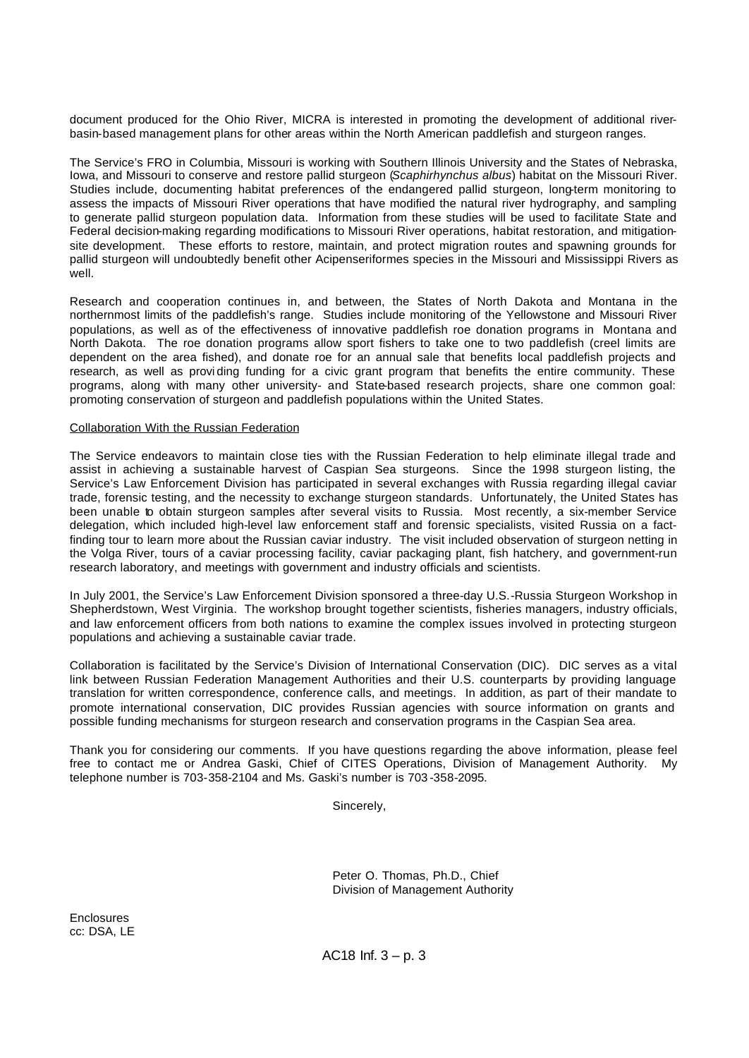document produced for the Ohio River, MICRA is interested in promoting the development of additional river-basin-based management plans for other areas within the North American paddlefish and sturgeon ranges.

The Service's FRO in Columbia, Missouri is working with Southern Illinois University and the States of Nebraska, Iowa, and Missouri to conserve and restore pallid sturgeon (*Scaphirhynchus albus*) habitat on the Missouri River. Studies include, documenting habitat preferences of the endangered pallid sturgeon, long-term monitoring to assess the impacts of Missouri River operations that have modified the natural river hydrography, and sampling to generate pallid sturgeon population data. Information from these studies will be used to facilitate State and Federal decision-making regarding modifications to Missouri River operations, habitat restoration, and mitigation-site development. These efforts to restore, maintain, and protect migration routes and spawning grounds for pallid sturgeon will undoubtedly benefit other Acipenseriformes species in the Missouri and Mississippi Rivers as well.

Research and cooperation continues in, and between, the States of North Dakota and Montana in the northernmost limits of the paddlefish's range. Studies include monitoring of the Yellowstone and Missouri River populations, as well as of the effectiveness of innovative paddlefish roe donation programs in Montana and North Dakota. The roe donation programs allow sport fishers to take one to two paddlefish (creel limits are dependent on the area fished), and donate roe for an annual sale that benefits local paddlefish projects and research, as well as providing funding for a civic grant program that benefits the entire community. These programs, along with many other university- and State-based research projects, share one common goal: promoting conservation of sturgeon and paddlefish populations within the United States.

Collaboration With the Russian Federation

The Service endeavors to maintain close ties with the Russian Federation to help eliminate illegal trade and assist in achieving a sustainable harvest of Caspian Sea sturgeons. Since the 1998 sturgeon listing, the Service's Law Enforcement Division has participated in several exchanges with Russia regarding illegal caviar trade, forensic testing, and the necessity to exchange sturgeon standards. Unfortunately, the United States has been unable to obtain sturgeon samples after several visits to Russia. Most recently, a six-member Service delegation, which included high-level law enforcement staff and forensic specialists, visited Russia on a fact-finding tour to learn more about the Russian caviar industry. The visit included observation of sturgeon netting in the Volga River, tours of a caviar processing facility, caviar packaging plant, fish hatchery, and government-run research laboratory, and meetings with government and industry officials and scientists.

In July 2001, the Service's Law Enforcement Division sponsored a three-day U.S.-Russia Sturgeon Workshop in Shepherdstown, West Virginia. The workshop brought together scientists, fisheries managers, industry officials, and law enforcement officers from both nations to examine the complex issues involved in protecting sturgeon populations and achieving a sustainable caviar trade.

Collaboration is facilitated by the Service's Division of International Conservation (DIC). DIC serves as a vital link between Russian Federation Management Authorities and their U.S. counterparts by providing language translation for written correspondence, conference calls, and meetings. In addition, as part of their mandate to promote international conservation, DIC provides Russian agencies with source information on grants and possible funding mechanisms for sturgeon research and conservation programs in the Caspian Sea area.

Thank you for considering our comments. If you have questions regarding the above information, please feel free to contact me or Andrea Gaski, Chief of CITES Operations, Division of Management Authority. My telephone number is 703-358-2104 and Ms. Gaski's number is 703-358-2095.

Sincerely,

Peter O. Thomas, Ph.D., Chief
Division of Management Authority

Enclosures
cc: DSA, LE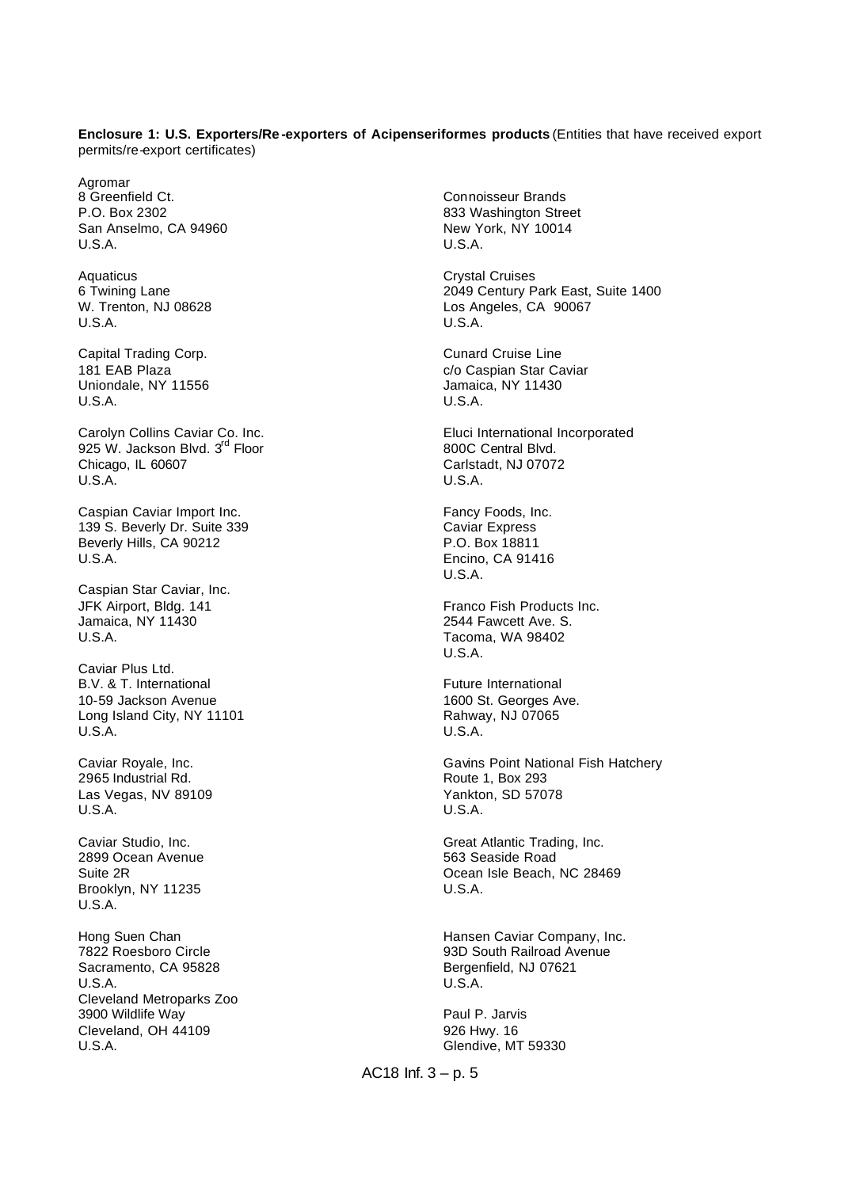**Enclosure 1: U.S. Exporters/Re-exporters of Acipenseriformes products** (Entities that have received export permits/re-export certificates)

Agromar
8 Greenfield Ct.
P.O. Box 2302
San Anselmo, CA 94960
U.S.A.

Aquaticus
6 Twining Lane
W. Trenton, NJ 08628
U.S.A.

Capital Trading Corp.
181 EAB Plaza
Uniondale, NY 11556
U.S.A.

Carolyn Collins Caviar Co. Inc.
925 W. Jackson Blvd. 3rd Floor
Chicago, IL 60607
U.S.A.

Caspian Caviar Import Inc.
139 S. Beverly Dr. Suite 339
Beverly Hills, CA 90212
U.S.A.

Caspian Star Caviar, Inc.
JFK Airport, Bldg. 141
Jamaica, NY 11430
U.S.A.

Caviar Plus Ltd.
B.V. & T. International
10-59 Jackson Avenue
Long Island City, NY 11101
U.S.A.

Caviar Royale, Inc.
2965 Industrial Rd.
Las Vegas, NV 89109
U.S.A.

Caviar Studio, Inc.
2899 Ocean Avenue
Suite 2R
Brooklyn, NY 11235
U.S.A.

Hong Suen Chan
7822 Roesboro Circle
Sacramento, CA 95828
U.S.A.

Cleveland Metroparks Zoo
3900 Wildlife Way
Cleveland, OH 44109
U.S.A.

Connoisseur Brands
833 Washington Street
New York, NY 10014
U.S.A.

Crystal Cruises
2049 Century Park East, Suite 1400
Los Angeles, CA 90067
U.S.A.

Cunard Cruise Line
c/o Caspian Star Caviar
Jamaica, NY 11430
U.S.A.

Eluci International Incorporated
800C Central Blvd.
Carlstadt, NJ 07072
U.S.A.

Fancy Foods, Inc.
Caviar Express
P.O. Box 18811
Encino, CA 91416
U.S.A.

Franco Fish Products Inc.
2544 Fawcett Ave. S.
Tacoma, WA 98402
U.S.A.

Future International
1600 St. Georges Ave.
Rahway, NJ 07065
U.S.A.

Gavins Point National Fish Hatchery
Route 1, Box 293
Yankton, SD 57078
U.S.A.

Great Atlantic Trading, Inc.
563 Seaside Road
Ocean Isle Beach, NC 28469
U.S.A.

Hansen Caviar Company, Inc.
93D South Railroad Avenue
Bergenfield, NJ 07621
U.S.A.

Paul P. Jarvis
926 Hwy. 16
Glendive, MT 59330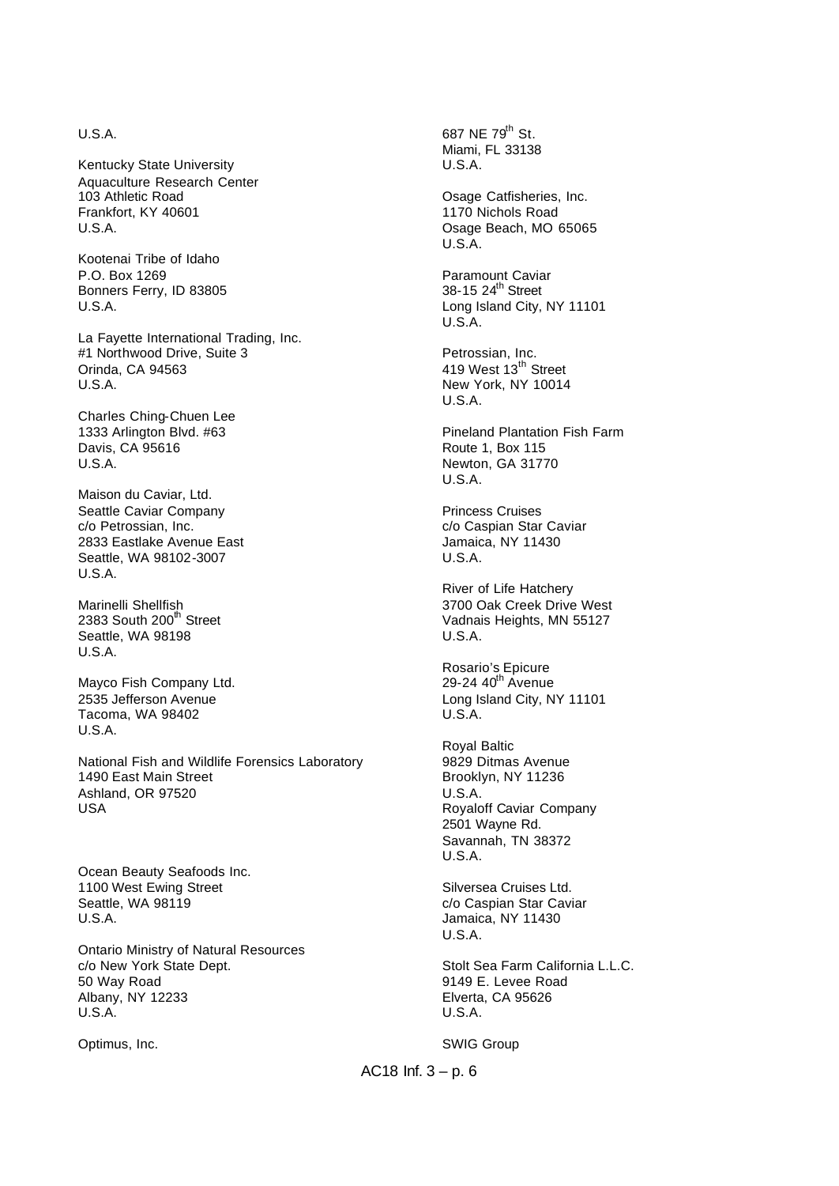U.S.A.

Kentucky State University
Aquaculture Research Center
103 Athletic Road
Frankfort, KY 40601
U.S.A.

Kootenai Tribe of Idaho
P.O. Box 1269
Bonners Ferry, ID 83805
U.S.A.

La Fayette International Trading, Inc.
#1 Northwood Drive, Suite 3
Orinda, CA 94563
U.S.A.

Charles Ching-Chuen Lee
1333 Arlington Blvd. #63
Davis, CA 95616
U.S.A.

Maison du Caviar, Ltd.
Seattle Caviar Company
c/o Petrossian, Inc.
2833 Eastlake Avenue East
Seattle, WA 98102-3007
U.S.A.

Marinelli Shellfish
2383 South 200th Street
Seattle, WA 98198
U.S.A.

Mayco Fish Company Ltd.
2535 Jefferson Avenue
Tacoma, WA 98402
U.S.A.

National Fish and Wildlife Forensics Laboratory
1490 East Main Street
Ashland, OR 97520
USA

Ocean Beauty Seafoods Inc.
1100 West Ewing Street
Seattle, WA 98119
U.S.A.

Ontario Ministry of Natural Resources
c/o New York State Dept.
50 Way Road
Albany, NY 12233
U.S.A.

Optimus, Inc.
687 NE 79th St.
Miami, FL 33138
U.S.A.

Osage Catfisheries, Inc.
1170 Nichols Road
Osage Beach, MO 65065
U.S.A.

Paramount Caviar
38-15 24th Street
Long Island City, NY 11101
U.S.A.

Petrossian, Inc.
419 West 13th Street
New York, NY 10014
U.S.A.

Pineland Plantation Fish Farm
Route 1, Box 115
Newton, GA 31770
U.S.A.

Princess Cruises
c/o Caspian Star Caviar
Jamaica, NY 11430
U.S.A.

River of Life Hatchery
3700 Oak Creek Drive West
Vadnais Heights, MN 55127
U.S.A.

Rosario's Epicure
29-24 40th Avenue
Long Island City, NY 11101
U.S.A.

Royal Baltic
9829 Ditmas Avenue
Brooklyn, NY 11236
U.S.A.

Royaloff Caviar Company
2501 Wayne Rd.
Savannah, TN 38372
U.S.A.

Silversea Cruises Ltd.
c/o Caspian Star Caviar
Jamaica, NY 11430
U.S.A.

Stolt Sea Farm California L.L.C.
9149 E. Levee Road
Elverta, CA 95626
U.S.A.

SWIG Group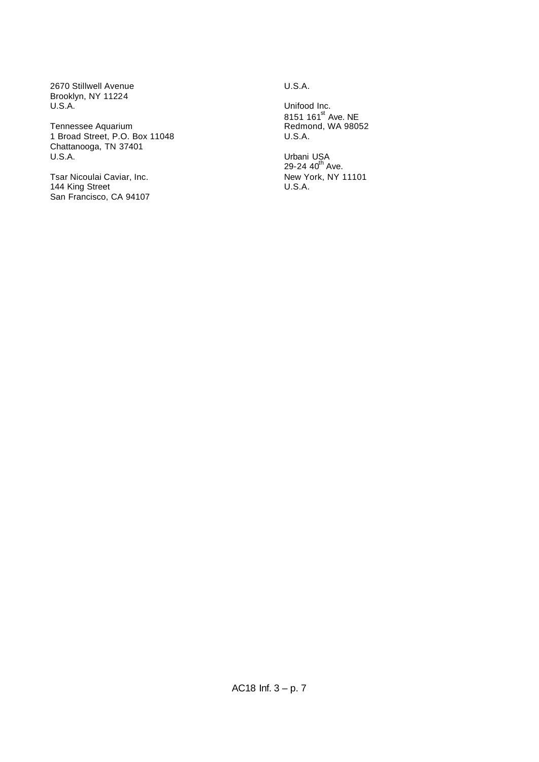2670 Stillwell Avenue
Brooklyn, NY 11224
U.S.A.

Tennessee Aquarium
1 Broad Street, P.O. Box 11048
Chattanooga, TN 37401
U.S.A.

Tsar Nicoulai Caviar, Inc.
144 King Street
San Francisco, CA 94107
U.S.A.

Unifood Inc.
8151 161st Ave. NE
Redmond, WA 98052
U.S.A.

Urbani USA
29-24 40th Ave.
New York, NY 11101
U.S.A.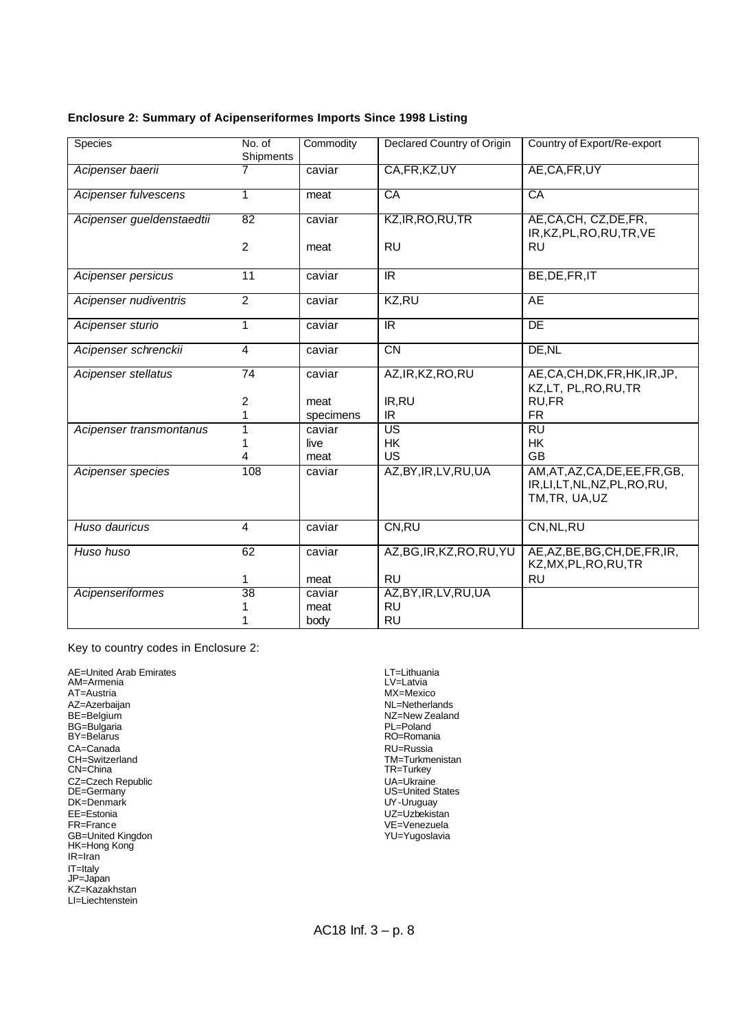**Enclosure 2: Summary of Acipenseriformes Imports Since 1998 Listing**

| Species | No. of Shipments | Commodity | Declared Country of Origin | Country of Export/Re-export |
|---|---|---|---|---|
| *Acipenser baerii* | 7 | caviar | CA,FR,KZ,UY | AE,CA,FR,UY |
| *Acipenser fulvescens* | 1 | meat | CA | CA |
| *Acipenser gueldenstaedtii* | 82 | caviar | KZ,IR,RO,RU,TR | AE,CA,CH, CZ,DE,FR, IR,KZ,PL,RO,RU,TR,VE |
| | 2 | meat | RU | RU |
| *Acipenser persicus* | 11 | caviar | IR | BE,DE,FR,IT |
| *Acipenser nudiventris* | 2 | caviar | KZ,RU | AE |
| *Acipenser sturio* | 1 | caviar | IR | DE |
| *Acipenser schrenckii* | 4 | caviar | CN | DE,NL |
| *Acipenser stellatus* | 74 | caviar | AZ,IR,KZ,RO,RU | AE,CA,CH,DK,FR,HK,IR,JP, KZ,LT, PL,RO,RU,TR |
| | 2 | meat | IR,RU | RU,FR |
| | 1 | specimens | IR | FR |
| *Acipenser transmontanus* | 1 | caviar | US | RU |
| | 1 | live | HK | HK |
| | 4 | meat | US | GB |
| *Acipenser species* | 108 | caviar | AZ,BY,IR,LV,RU,UA | AM,AT,AZ,CA,DE,EE,FR,GB, IR,LI,LT,NL,NZ,PL,RO,RU, TM,TR, UA,UZ |
| *Huso dauricus* | 4 | caviar | CN,RU | CN,NL,RU |
| *Huso huso* | 62 | caviar | AZ,BG,IR,KZ,RO,RU,YU | AE,AZ,BE,BG,CH,DE,FR,IR, KZ,MX,PL,RO,RU,TR |
| | 1 | meat | RU | RU |
| *Acipenseriformes* | 38 | caviar | AZ,BY,IR,LV,RU,UA | |
| | 1 | meat | RU | |
| | 1 | body | RU | |

Key to country codes in Enclosure 2:

AE=United Arab Emirates
AM=Armenia
AT=Austria
AZ=Azerbaijan
BE=Belgium
BG=Bulgaria
BY=Belarus
CA=Canada
CH=Switzerland
CN=China
CZ=Czech Republic
DE=Germany
DK=Denmark
EE=Estonia
FR=France
GB=United Kingdon
HK=Hong Kong
IR=Iran
IT=Italy
JP=Japan
KZ=Kazakhstan
LI=Liechtenstein
LT=Lithuania
LV=Latvia
MX=Mexico
NL=Netherlands
NZ=New Zealand
PL=Poland
RO=Romania
RU=Russia
TM=Turkmenistan
TR=Turkey
UA=Ukraine
US=United States
UY-Uruguay
UZ=Uzbekistan
VE=Venezuela
YU=Yugoslavia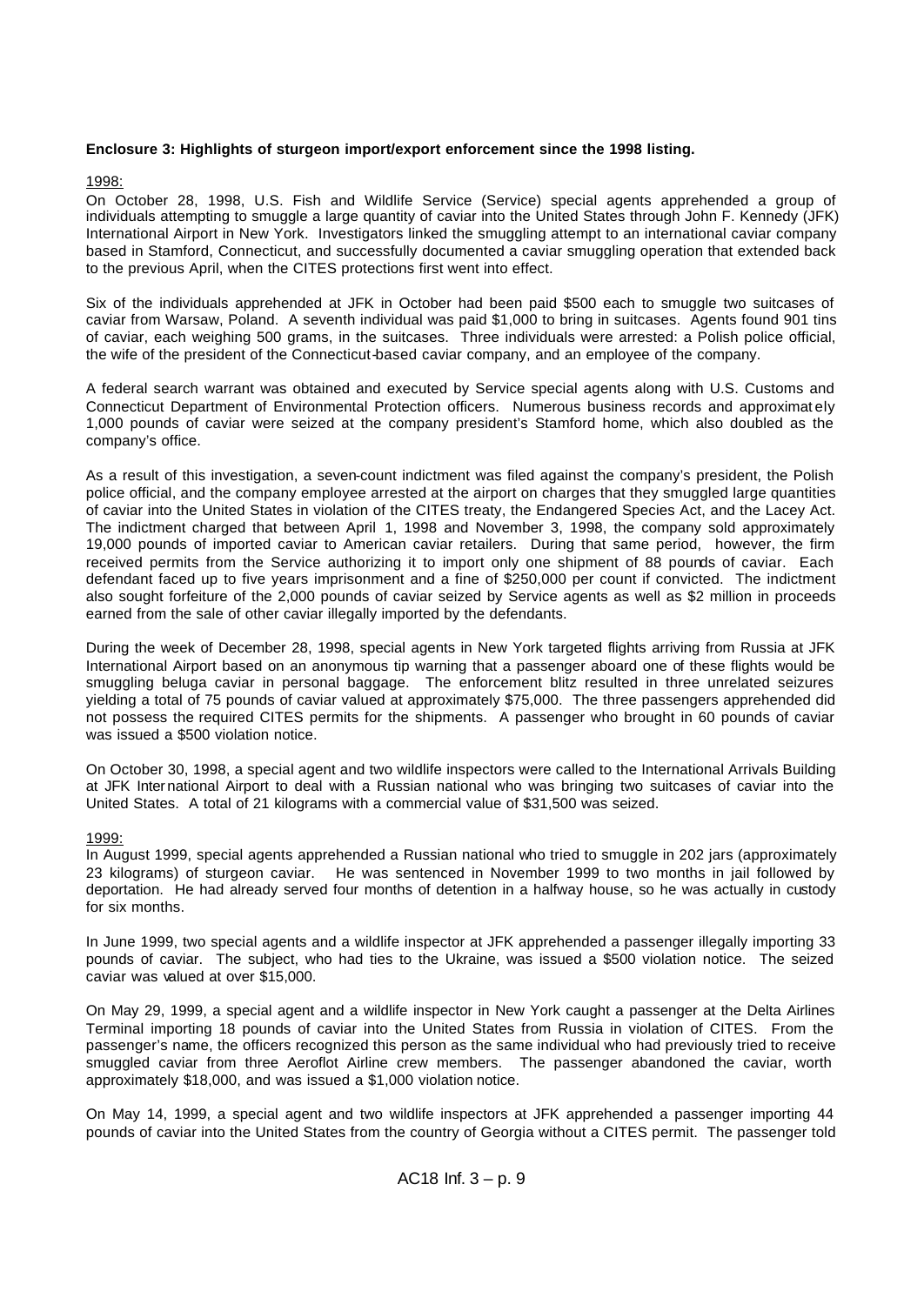**Enclosure 3: Highlights of sturgeon import/export enforcement since the 1998 listing.**

1998:

On October 28, 1998, U.S. Fish and Wildlife Service (Service) special agents apprehended a group of individuals attempting to smuggle a large quantity of caviar into the United States through John F. Kennedy (JFK) International Airport in New York. Investigators linked the smuggling attempt to an international caviar company based in Stamford, Connecticut, and successfully documented a caviar smuggling operation that extended back to the previous April, when the CITES protections first went into effect.

Six of the individuals apprehended at JFK in October had been paid $500 each to smuggle two suitcases of caviar from Warsaw, Poland. A seventh individual was paid $1,000 to bring in suitcases. Agents found 901 tins of caviar, each weighing 500 grams, in the suitcases. Three individuals were arrested: a Polish police official, the wife of the president of the Connecticut-based caviar company, and an employee of the company.

A federal search warrant was obtained and executed by Service special agents along with U.S. Customs and Connecticut Department of Environmental Protection officers. Numerous business records and approximately 1,000 pounds of caviar were seized at the company president's Stamford home, which also doubled as the company's office.

As a result of this investigation, a seven-count indictment was filed against the company's president, the Polish police official, and the company employee arrested at the airport on charges that they smuggled large quantities of caviar into the United States in violation of the CITES treaty, the Endangered Species Act, and the Lacey Act. The indictment charged that between April 1, 1998 and November 3, 1998, the company sold approximately 19,000 pounds of imported caviar to American caviar retailers. During that same period, however, the firm received permits from the Service authorizing it to import only one shipment of 88 pounds of caviar. Each defendant faced up to five years imprisonment and a fine of $250,000 per count if convicted. The indictment also sought forfeiture of the 2,000 pounds of caviar seized by Service agents as well as $2 million in proceeds earned from the sale of other caviar illegally imported by the defendants.

During the week of December 28, 1998, special agents in New York targeted flights arriving from Russia at JFK International Airport based on an anonymous tip warning that a passenger aboard one of these flights would be smuggling beluga caviar in personal baggage. The enforcement blitz resulted in three unrelated seizures yielding a total of 75 pounds of caviar valued at approximately $75,000. The three passengers apprehended did not possess the required CITES permits for the shipments. A passenger who brought in 60 pounds of caviar was issued a $500 violation notice.

On October 30, 1998, a special agent and two wildlife inspectors were called to the International Arrivals Building at JFK International Airport to deal with a Russian national who was bringing two suitcases of caviar into the United States. A total of 21 kilograms with a commercial value of $31,500 was seized.

1999:

In August 1999, special agents apprehended a Russian national who tried to smuggle in 202 jars (approximately 23 kilograms) of sturgeon caviar. He was sentenced in November 1999 to two months in jail followed by deportation. He had already served four months of detention in a halfway house, so he was actually in custody for six months.

In June 1999, two special agents and a wildlife inspector at JFK apprehended a passenger illegally importing 33 pounds of caviar. The subject, who had ties to the Ukraine, was issued a $500 violation notice. The seized caviar was valued at over $15,000.

On May 29, 1999, a special agent and a wildlife inspector in New York caught a passenger at the Delta Airlines Terminal importing 18 pounds of caviar into the United States from Russia in violation of CITES. From the passenger's name, the officers recognized this person as the same individual who had previously tried to receive smuggled caviar from three Aeroflot Airline crew members. The passenger abandoned the caviar, worth approximately $18,000, and was issued a $1,000 violation notice.

On May 14, 1999, a special agent and two wildlife inspectors at JFK apprehended a passenger importing 44 pounds of caviar into the United States from the country of Georgia without a CITES permit. The passenger told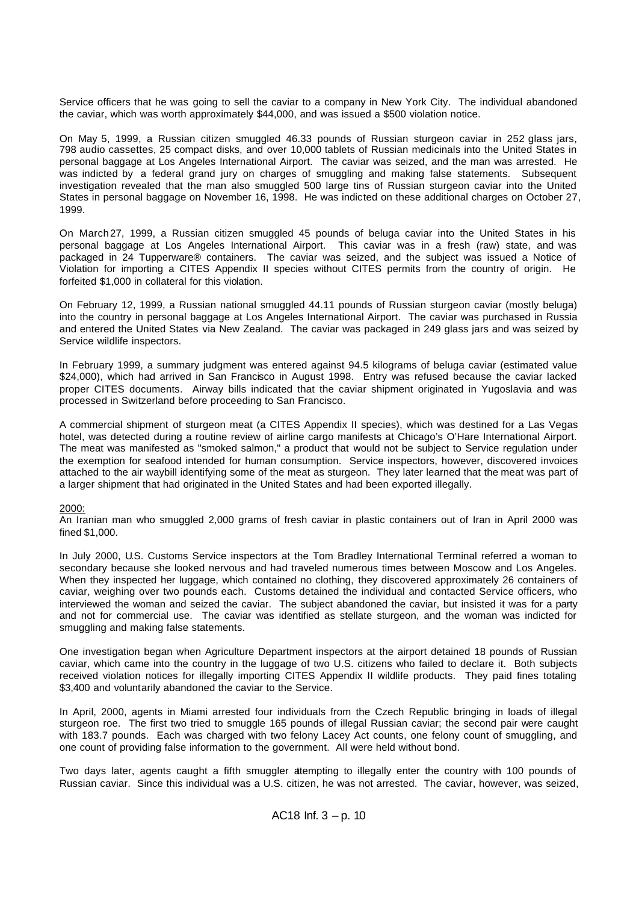Service officers that he was going to sell the caviar to a company in New York City. The individual abandoned the caviar, which was worth approximately $44,000, and was issued a $500 violation notice.

On May 5, 1999, a Russian citizen smuggled 46.33 pounds of Russian sturgeon caviar in 252 glass jars, 798 audio cassettes, 25 compact disks, and over 10,000 tablets of Russian medicinals into the United States in personal baggage at Los Angeles International Airport. The caviar was seized, and the man was arrested. He was indicted by a federal grand jury on charges of smuggling and making false statements. Subsequent investigation revealed that the man also smuggled 500 large tins of Russian sturgeon caviar into the United States in personal baggage on November 16, 1998. He was indicted on these additional charges on October 27, 1999.

On March 27, 1999, a Russian citizen smuggled 45 pounds of beluga caviar into the United States in his personal baggage at Los Angeles International Airport. This caviar was in a fresh (raw) state, and was packaged in 24 Tupperware® containers. The caviar was seized, and the subject was issued a Notice of Violation for importing a CITES Appendix II species without CITES permits from the country of origin. He forfeited $1,000 in collateral for this violation.

On February 12, 1999, a Russian national smuggled 44.11 pounds of Russian sturgeon caviar (mostly beluga) into the country in personal baggage at Los Angeles International Airport. The caviar was purchased in Russia and entered the United States via New Zealand. The caviar was packaged in 249 glass jars and was seized by Service wildlife inspectors.

In February 1999, a summary judgment was entered against 94.5 kilograms of beluga caviar (estimated value $24,000), which had arrived in San Francisco in August 1998. Entry was refused because the caviar lacked proper CITES documents. Airway bills indicated that the caviar shipment originated in Yugoslavia and was processed in Switzerland before proceeding to San Francisco.

A commercial shipment of sturgeon meat (a CITES Appendix II species), which was destined for a Las Vegas hotel, was detected during a routine review of airline cargo manifests at Chicago's O'Hare International Airport. The meat was manifested as "smoked salmon," a product that would not be subject to Service regulation under the exemption for seafood intended for human consumption. Service inspectors, however, discovered invoices attached to the air waybill identifying some of the meat as sturgeon. They later learned that the meat was part of a larger shipment that had originated in the United States and had been exported illegally.

2000:

An Iranian man who smuggled 2,000 grams of fresh caviar in plastic containers out of Iran in April 2000 was fined $1,000.

In July 2000, U.S. Customs Service inspectors at the Tom Bradley International Terminal referred a woman to secondary because she looked nervous and had traveled numerous times between Moscow and Los Angeles. When they inspected her luggage, which contained no clothing, they discovered approximately 26 containers of caviar, weighing over two pounds each. Customs detained the individual and contacted Service officers, who interviewed the woman and seized the caviar. The subject abandoned the caviar, but insisted it was for a party and not for commercial use. The caviar was identified as stellate sturgeon, and the woman was indicted for smuggling and making false statements.

One investigation began when Agriculture Department inspectors at the airport detained 18 pounds of Russian caviar, which came into the country in the luggage of two U.S. citizens who failed to declare it. Both subjects received violation notices for illegally importing CITES Appendix II wildlife products. They paid fines totaling $3,400 and voluntarily abandoned the caviar to the Service.

In April, 2000, agents in Miami arrested four individuals from the Czech Republic bringing in loads of illegal sturgeon roe. The first two tried to smuggle 165 pounds of illegal Russian caviar; the second pair were caught with 183.7 pounds. Each was charged with two felony Lacey Act counts, one felony count of smuggling, and one count of providing false information to the government. All were held without bond.

Two days later, agents caught a fifth smuggler attempting to illegally enter the country with 100 pounds of Russian caviar. Since this individual was a U.S. citizen, he was not arrested. The caviar, however, was seized,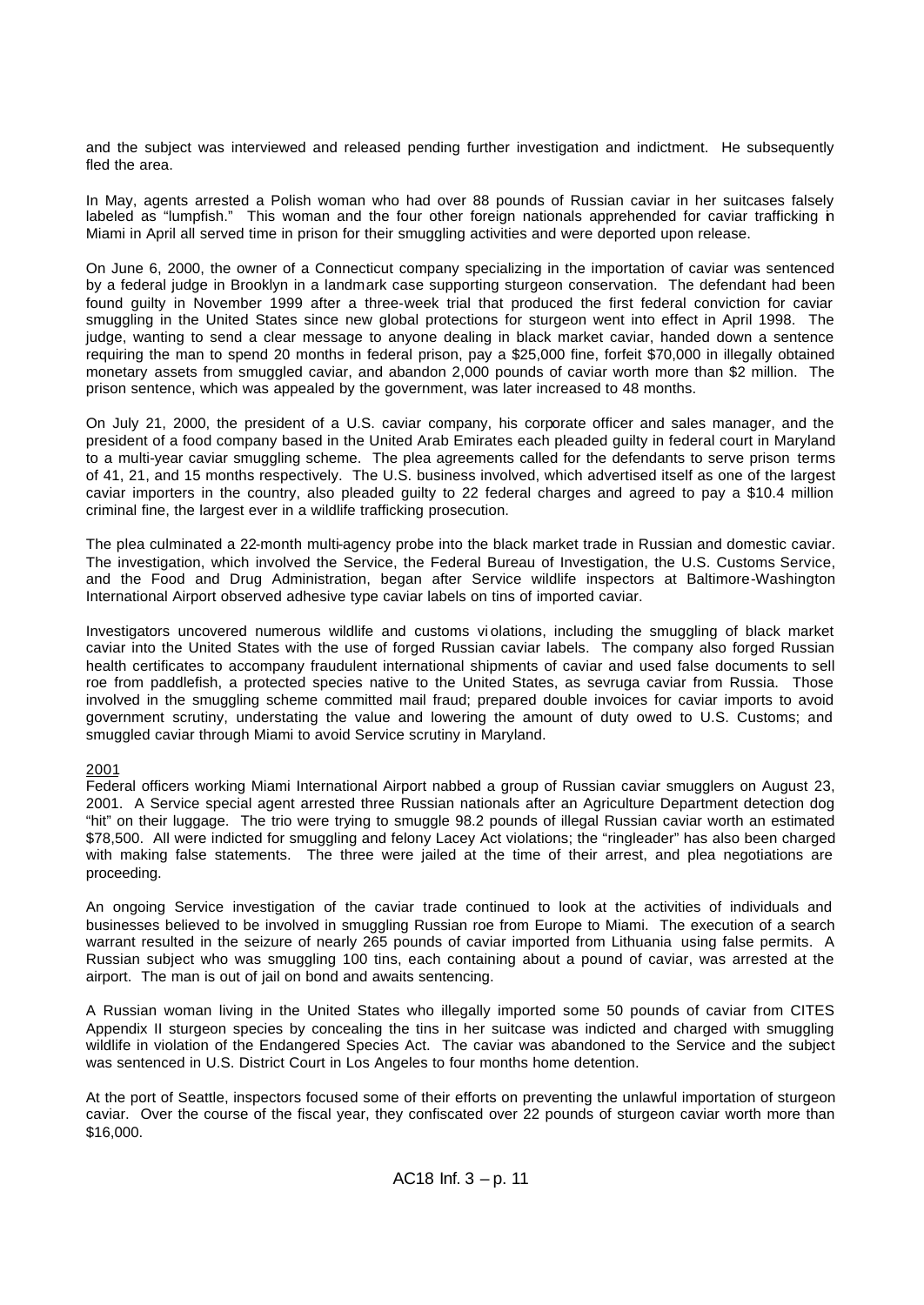and the subject was interviewed and released pending further investigation and indictment. He subsequently fled the area.

In May, agents arrested a Polish woman who had over 88 pounds of Russian caviar in her suitcases falsely labeled as "lumpfish." This woman and the four other foreign nationals apprehended for caviar trafficking in Miami in April all served time in prison for their smuggling activities and were deported upon release.

On June 6, 2000, the owner of a Connecticut company specializing in the importation of caviar was sentenced by a federal judge in Brooklyn in a landmark case supporting sturgeon conservation. The defendant had been found guilty in November 1999 after a three-week trial that produced the first federal conviction for caviar smuggling in the United States since new global protections for sturgeon went into effect in April 1998. The judge, wanting to send a clear message to anyone dealing in black market caviar, handed down a sentence requiring the man to spend 20 months in federal prison, pay a $25,000 fine, forfeit $70,000 in illegally obtained monetary assets from smuggled caviar, and abandon 2,000 pounds of caviar worth more than $2 million. The prison sentence, which was appealed by the government, was later increased to 48 months.

On July 21, 2000, the president of a U.S. caviar company, his corporate officer and sales manager, and the president of a food company based in the United Arab Emirates each pleaded guilty in federal court in Maryland to a multi-year caviar smuggling scheme. The plea agreements called for the defendants to serve prison terms of 41, 21, and 15 months respectively. The U.S. business involved, which advertised itself as one of the largest caviar importers in the country, also pleaded guilty to 22 federal charges and agreed to pay a $10.4 million criminal fine, the largest ever in a wildlife trafficking prosecution.

The plea culminated a 22-month multi-agency probe into the black market trade in Russian and domestic caviar. The investigation, which involved the Service, the Federal Bureau of Investigation, the U.S. Customs Service, and the Food and Drug Administration, began after Service wildlife inspectors at Baltimore-Washington International Airport observed adhesive type caviar labels on tins of imported caviar.

Investigators uncovered numerous wildlife and customs violations, including the smuggling of black market caviar into the United States with the use of forged Russian caviar labels. The company also forged Russian health certificates to accompany fraudulent international shipments of caviar and used false documents to sell roe from paddlefish, a protected species native to the United States, as sevruga caviar from Russia. Those involved in the smuggling scheme committed mail fraud; prepared double invoices for caviar imports to avoid government scrutiny, understating the value and lowering the amount of duty owed to U.S. Customs; and smuggled caviar through Miami to avoid Service scrutiny in Maryland.

2001

Federal officers working Miami International Airport nabbed a group of Russian caviar smugglers on August 23, 2001. A Service special agent arrested three Russian nationals after an Agriculture Department detection dog "hit" on their luggage. The trio were trying to smuggle 98.2 pounds of illegal Russian caviar worth an estimated $78,500. All were indicted for smuggling and felony Lacey Act violations; the "ringleader" has also been charged with making false statements. The three were jailed at the time of their arrest, and plea negotiations are proceeding.

An ongoing Service investigation of the caviar trade continued to look at the activities of individuals and businesses believed to be involved in smuggling Russian roe from Europe to Miami. The execution of a search warrant resulted in the seizure of nearly 265 pounds of caviar imported from Lithuania using false permits. A Russian subject who was smuggling 100 tins, each containing about a pound of caviar, was arrested at the airport. The man is out of jail on bond and awaits sentencing.

A Russian woman living in the United States who illegally imported some 50 pounds of caviar from CITES Appendix II sturgeon species by concealing the tins in her suitcase was indicted and charged with smuggling wildlife in violation of the Endangered Species Act. The caviar was abandoned to the Service and the subject was sentenced in U.S. District Court in Los Angeles to four months home detention.

At the port of Seattle, inspectors focused some of their efforts on preventing the unlawful importation of sturgeon caviar. Over the course of the fiscal year, they confiscated over 22 pounds of sturgeon caviar worth more than $16,000.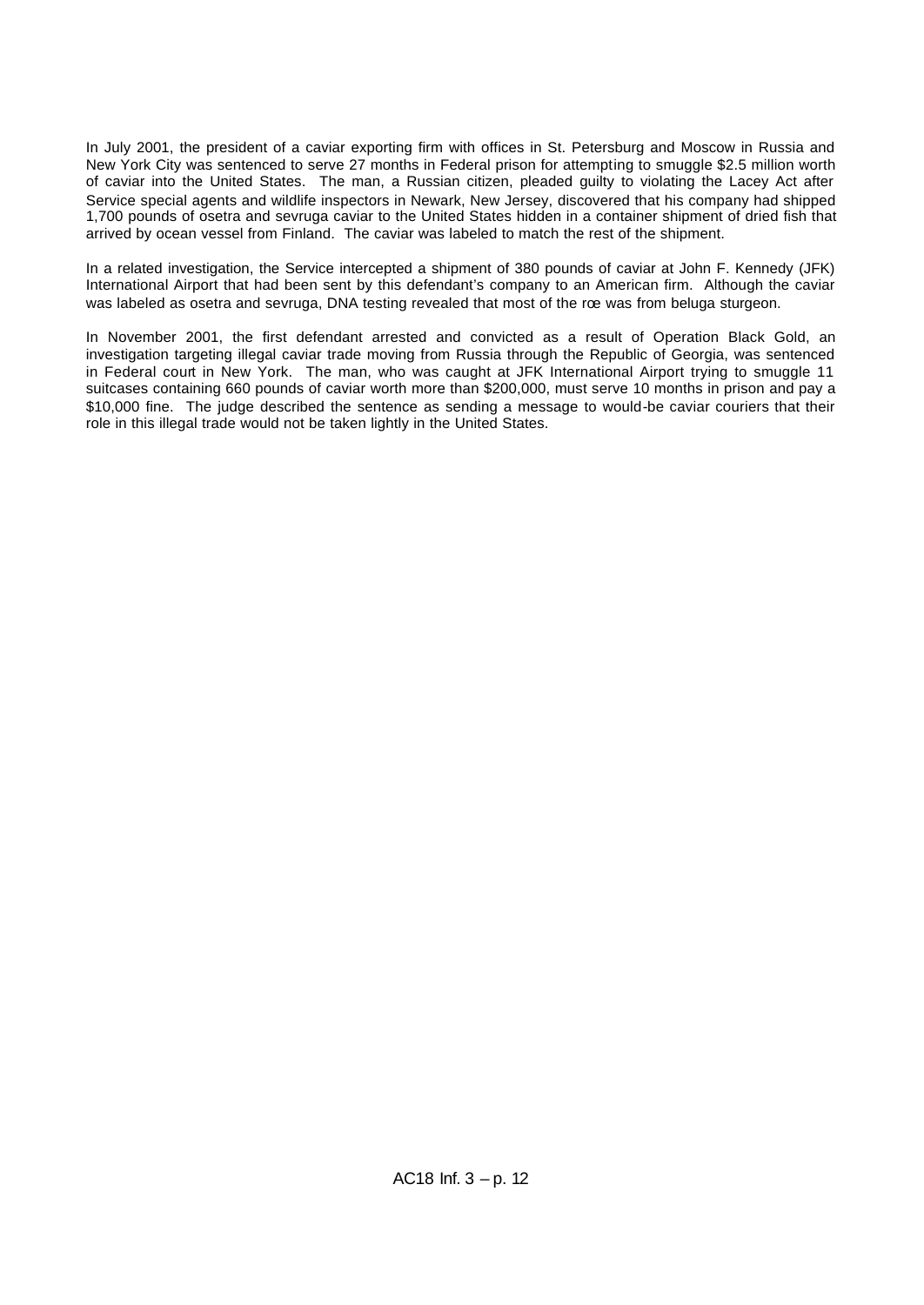In July 2001, the president of a caviar exporting firm with offices in St. Petersburg and Moscow in Russia and New York City was sentenced to serve 27 months in Federal prison for attempting to smuggle $2.5 million worth of caviar into the United States. The man, a Russian citizen, pleaded guilty to violating the Lacey Act after Service special agents and wildlife inspectors in Newark, New Jersey, discovered that his company had shipped 1,700 pounds of osetra and sevruga caviar to the United States hidden in a container shipment of dried fish that arrived by ocean vessel from Finland. The caviar was labeled to match the rest of the shipment.

In a related investigation, the Service intercepted a shipment of 380 pounds of caviar at John F. Kennedy (JFK) International Airport that had been sent by this defendant's company to an American firm. Although the caviar was labeled as osetra and sevruga, DNA testing revealed that most of the rœ was from beluga sturgeon.

In November 2001, the first defendant arrested and convicted as a result of Operation Black Gold, an investigation targeting illegal caviar trade moving from Russia through the Republic of Georgia, was sentenced in Federal court in New York. The man, who was caught at JFK International Airport trying to smuggle 11 suitcases containing 660 pounds of caviar worth more than $200,000, must serve 10 months in prison and pay a $10,000 fine. The judge described the sentence as sending a message to would-be caviar couriers that their role in this illegal trade would not be taken lightly in the United States.